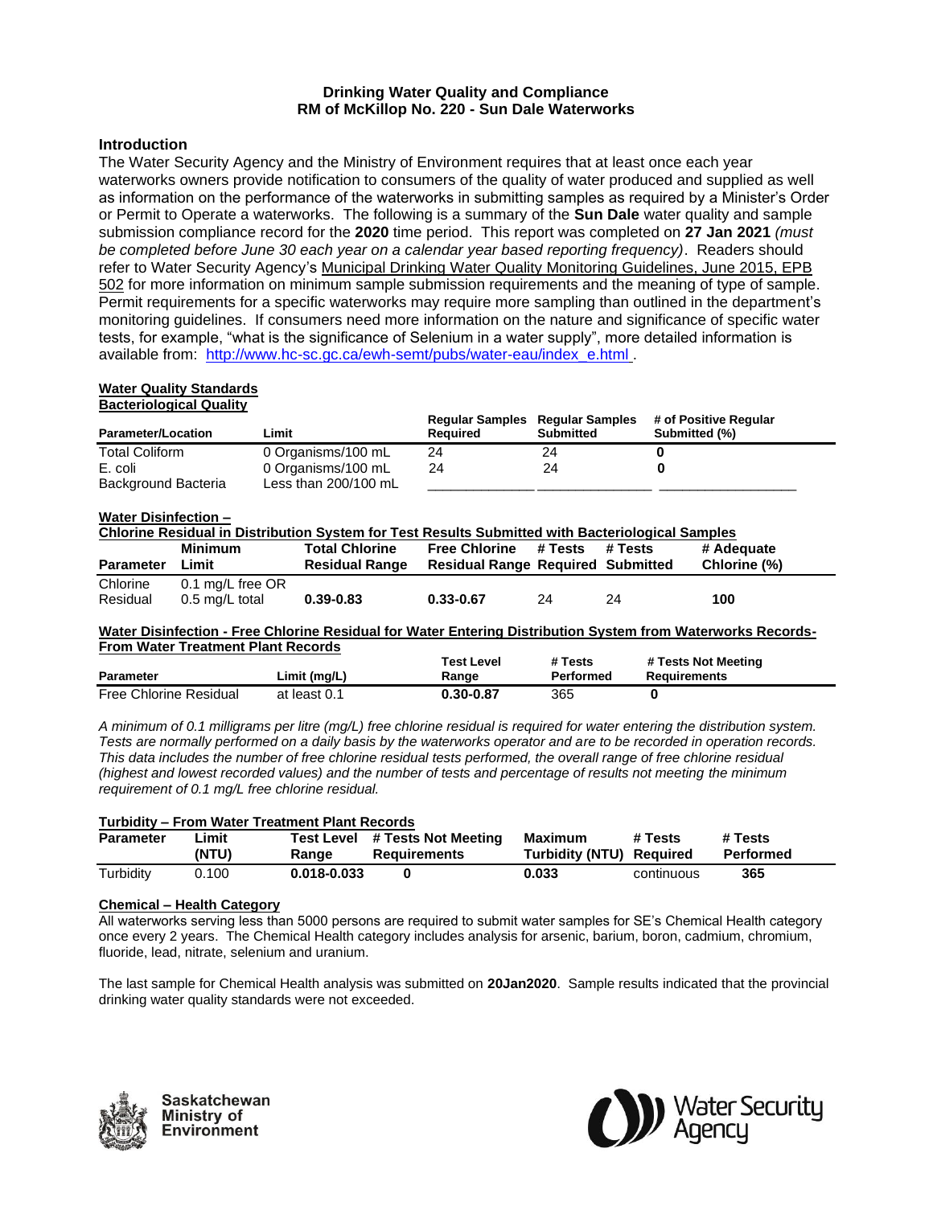# Drinking Water Quality and Compliance
## RM of McKillop No. 220 - Sun Dale Waterworks

### Introduction

The Water Security Agency and the Ministry of Environment requires that at least once each year waterworks owners provide notification to consumers of the quality of water produced and supplied as well as information on the performance of the waterworks in submitting samples as required by a Minister's Order or Permit to Operate a waterworks. The following is a summary of the **Sun Dale** water quality and sample submission compliance record for the **2020** time period. This report was completed on **27 Jan 2021** *(must be completed before June 30 each year on a calendar year based reporting frequency)*. Readers should refer to Water Security Agency's Municipal Drinking Water Quality Monitoring Guidelines, June 2015, EPB 502 for more information on minimum sample submission requirements and the meaning of type of sample. Permit requirements for a specific waterworks may require more sampling than outlined in the department's monitoring guidelines. If consumers need more information on the nature and significance of specific water tests, for example, "what is the significance of Selenium in a water supply", more detailed information is available from: http://www.hc-sc.gc.ca/ewh-semt/pubs/water-eau/index_e.html .

### Water Quality Standards

#### Bacteriological Quality

| Parameter/Location | Limit | Regular Samples Required | Regular Samples Submitted | # of Positive Regular Submitted (%) |
|---|---|---|---|---|
| Total Coliform | 0 Organisms/100 mL | 24 | 24 | **0** |
| E. coli | 0 Organisms/100 mL | 24 | 24 | **0** |
| Background Bacteria | Less than 200/100 mL | | | |

#### Water Disinfection – Chlorine Residual in Distribution System for Test Results Submitted with Bacteriological Samples

| Parameter | Minimum Limit | Total Chlorine Residual Range | Free Chlorine Residual Range | # Tests Required | # Tests Submitted | # Adequate Chlorine (%) |
|---|---|---|---|---|---|---|
| Chlorine Residual | 0.1 mg/L free OR 0.5 mg/L total | **0.39-0.83** | **0.33-0.67** | 24 | 24 | **100** |

#### Water Disinfection - Free Chlorine Residual for Water Entering Distribution System from Waterworks Records- From Water Treatment Plant Records

| Parameter | Limit (mg/L) | Test Level Range | # Tests Performed | # Tests Not Meeting Requirements |
|---|---|---|---|---|
| Free Chlorine Residual | at least 0.1 | **0.30-0.87** | 365 | **0** |

*A minimum of 0.1 milligrams per litre (mg/L) free chlorine residual is required for water entering the distribution system. Tests are normally performed on a daily basis by the waterworks operator and are to be recorded in operation records. This data includes the number of free chlorine residual tests performed, the overall range of free chlorine residual (highest and lowest recorded values) and the number of tests and percentage of results not meeting the minimum requirement of 0.1 mg/L free chlorine residual.*

#### Turbidity – From Water Treatment Plant Records

| Parameter | Limit (NTU) | Test Level Range | # Tests Not Meeting Requirements | Maximum Turbidity (NTU) | # Tests Required | # Tests Performed |
|---|---|---|---|---|---|---|
| Turbidity | 0.100 | **0.018-0.033** | **0** | **0.033** | continuous | **365** |

#### Chemical – Health Category

All waterworks serving less than 5000 persons are required to submit water samples for SE's Chemical Health category once every 2 years. The Chemical Health category includes analysis for arsenic, barium, boron, cadmium, chromium, fluoride, lead, nitrate, selenium and uranium.

The last sample for Chemical Health analysis was submitted on **20Jan2020**. Sample results indicated that the provincial drinking water quality standards were not exceeded.

Saskatchewan Ministry of Environment

Water Security Agency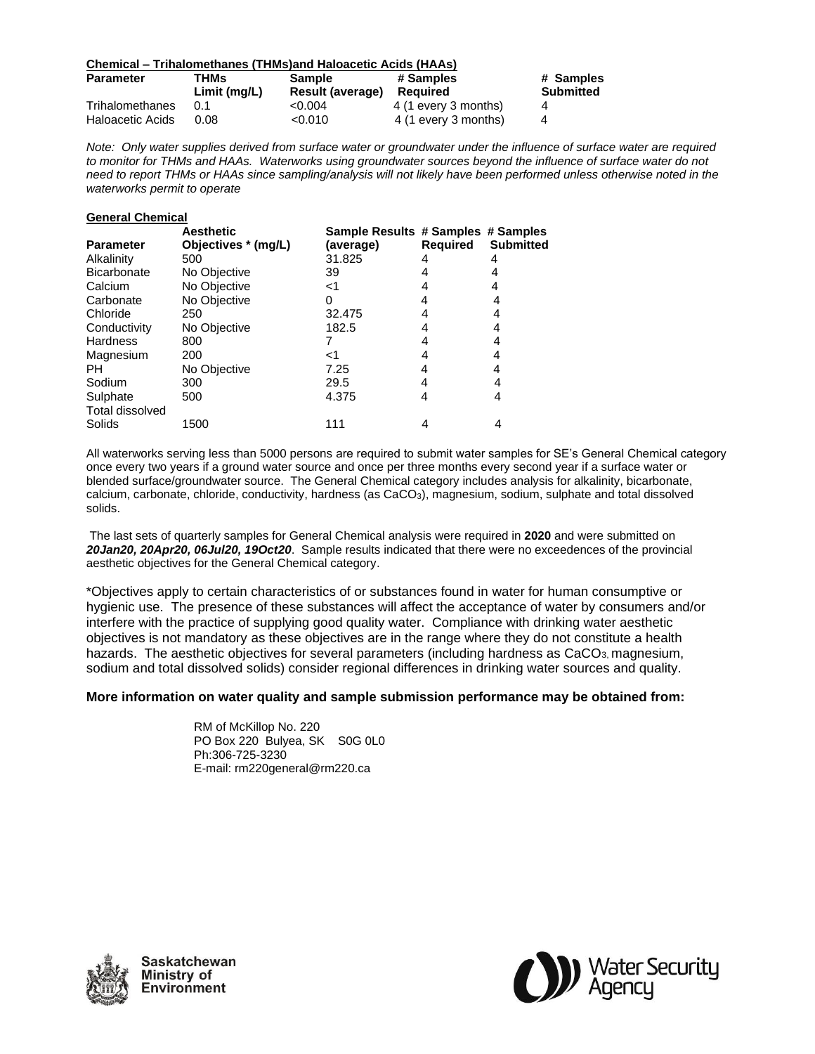**Chemical – Trihalomethanes (THMs)and Haloacetic Acids (HAAs)**

| Parameter | THMs Limit (mg/L) | Sample Result (average) | # Samples Required | # Samples Submitted |
|---|---|---|---|---|
| Trihalomethanes | 0.1 | <0.004 | 4 (1 every 3 months) | 4 |
| Haloacetic Acids | 0.08 | <0.010 | 4 (1 every 3 months) | 4 |

*Note: Only water supplies derived from surface water or groundwater under the influence of surface water are required to monitor for THMs and HAAs. Waterworks using groundwater sources beyond the influence of surface water do not need to report THMs or HAAs since sampling/analysis will not likely have been performed unless otherwise noted in the waterworks permit to operate*

**General Chemical**

| Parameter | Aesthetic Objectives * (mg/L) | Sample Results (average) | # Samples Required | # Samples Submitted |
|---|---|---|---|---|
| Alkalinity | 500 | 31.825 | 4 | 4 |
| Bicarbonate | No Objective | 39 | 4 | 4 |
| Calcium | No Objective | <1 | 4 | 4 |
| Carbonate | No Objective | 0 | 4 | 4 |
| Chloride | 250 | 32.475 | 4 | 4 |
| Conductivity | No Objective | 182.5 | 4 | 4 |
| Hardness | 800 | 7 | 4 | 4 |
| Magnesium | 200 | <1 | 4 | 4 |
| PH | No Objective | 7.25 | 4 | 4 |
| Sodium | 300 | 29.5 | 4 | 4 |
| Sulphate | 500 | 4.375 | 4 | 4 |
| Total dissolved Solids | 1500 | 111 | 4 | 4 |

All waterworks serving less than 5000 persons are required to submit water samples for SE's General Chemical category once every two years if a ground water source and once per three months every second year if a surface water or blended surface/groundwater source. The General Chemical category includes analysis for alkalinity, bicarbonate, calcium, carbonate, chloride, conductivity, hardness (as $CaCO_3$), magnesium, sodium, sulphate and total dissolved solids.

The last sets of quarterly samples for General Chemical analysis were required in **2020** and were submitted on ***20Jan20, 20Apr20, 06Jul20, 19Oct20***. Sample results indicated that there were no exceedences of the provincial aesthetic objectives for the General Chemical category.

*Objectives apply to certain characteristics of or substances found in water for human consumptive or hygienic use. The presence of these substances will affect the acceptance of water by consumers and/or interfere with the practice of supplying good quality water. Compliance with drinking water aesthetic objectives is not mandatory as these objectives are in the range where they do not constitute a health hazards. The aesthetic objectives for several parameters (including hardness as $CaCO_3$, magnesium, sodium and total dissolved solids) consider regional differences in drinking water sources and quality.

**More information on water quality and sample submission performance may be obtained from:**

RM of McKillop No. 220
PO Box 220 Bulyea, SK S0G 0L0
Ph:306-725-3230
E-mail: rm220general@rm220.ca

Saskatchewan Ministry of Environment

Water Security Agency